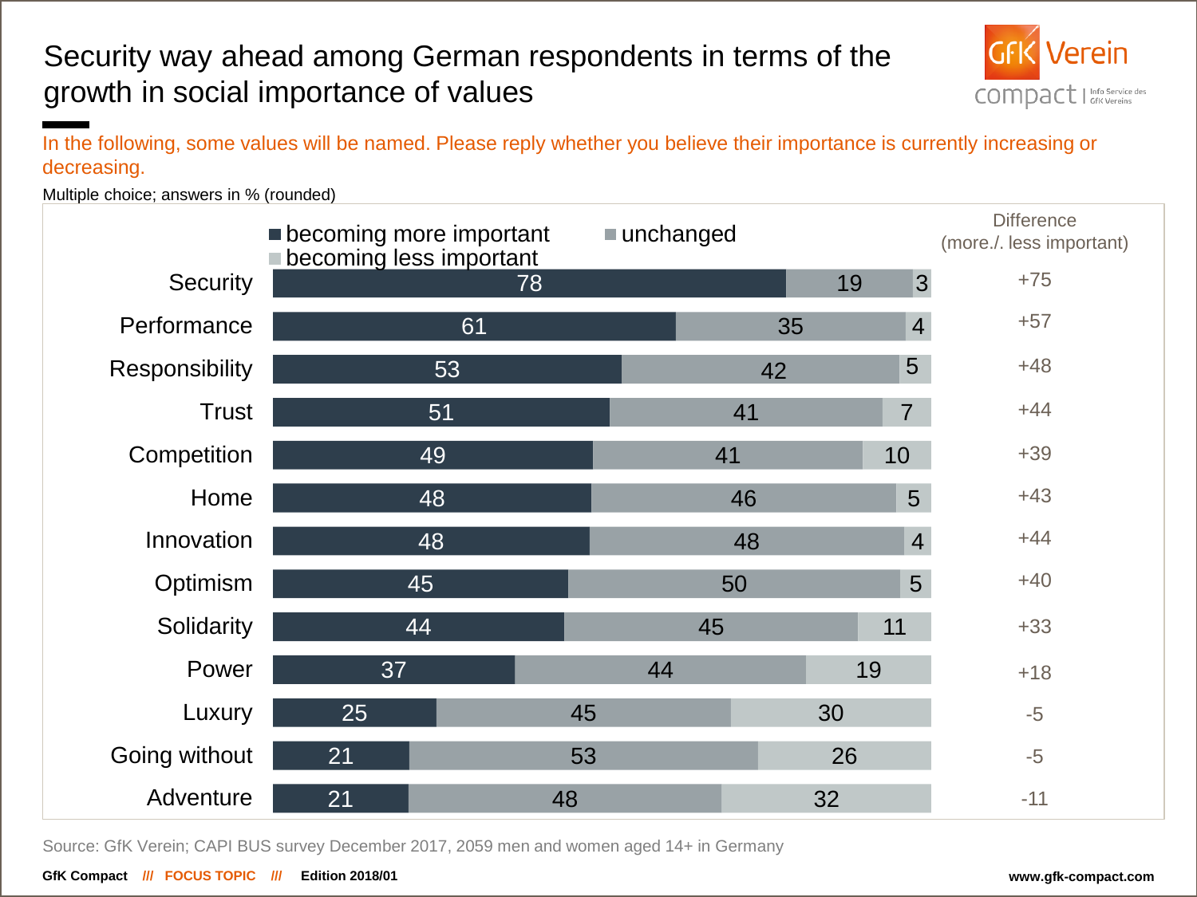# Security way ahead among German respondents in terms of the growth in social importance of values

In the following, some values will be named. Please reply whether you believe their importance is currently increasing or decreasing.

Multiple choice; answers in % (rounded)

| | becoming more important | unchanged | becoming less important | Difference (more./. less important) |
|---|---|---|---|---|
| Security | 78 | 19 | 3 | +75 |
| Performance | 61 | 35 | 4 | +57 |
| Responsibility | 53 | 42 | 5 | +48 |
| Trust | 51 | 41 | 7 | +44 |
| Competition | 49 | 41 | 10 | +39 |
| Home | 48 | 46 | 5 | +43 |
| Innovation | 48 | 48 | 4 | +44 |
| Optimism | 45 | 50 | 5 | +40 |
| Solidarity | 44 | 45 | 11 | +33 |
| Power | 37 | 44 | 19 | +18 |
| Luxury | 25 | 45 | 30 | -5 |
| Going without | 21 | 53 | 26 | -5 |
| Adventure | 21 | 48 | 32 | -11 |

Source: GfK Verein; CAPI BUS survey December 2017, 2059 men and women aged 14+ in Germany

GfK Compact /// FOCUS TOPIC /// Edition 2018/01 www.gfk-compact.com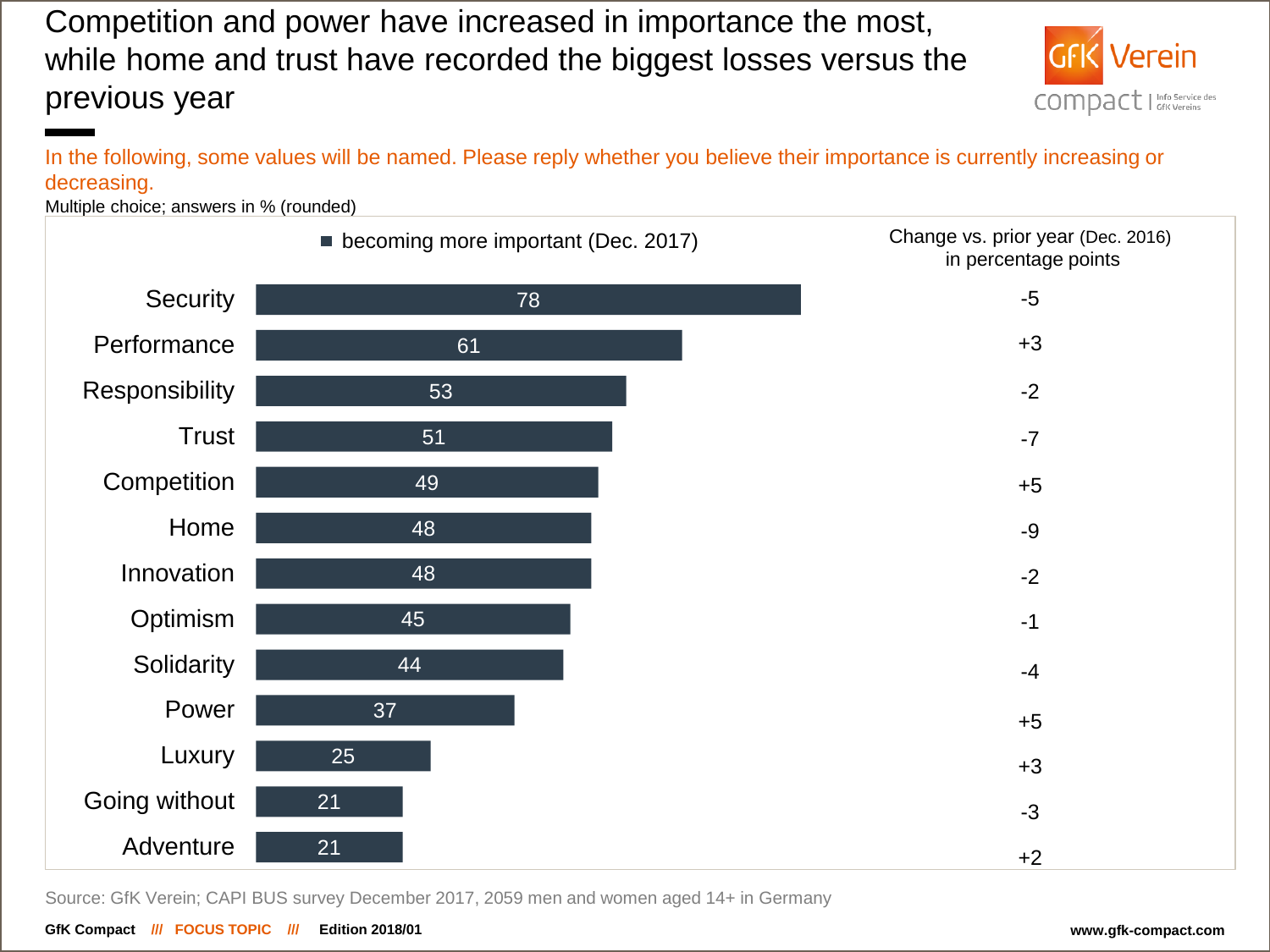# Competition and power have increased in importance the most, while home and trust have recorded the biggest losses versus the previous year

In the following, some values will be named. Please reply whether you believe their importance is currently increasing or decreasing.

Multiple choice; answers in % (rounded)

| Value | becoming more important (Dec. 2017) | Change vs. prior year (Dec. 2016) in percentage points |
|---|---|---|
| Security | 78 | -5 |
| Performance | 61 | +3 |
| Responsibility | 53 | -2 |
| Trust | 51 | -7 |
| Competition | 49 | +5 |
| Home | 48 | -9 |
| Innovation | 48 | -2 |
| Optimism | 45 | -1 |
| Solidarity | 44 | -4 |
| Power | 37 | +5 |
| Luxury | 25 | +3 |
| Going without | 21 | -3 |
| Adventure | 21 | +2 |

Source: GfK Verein; CAPI BUS survey December 2017, 2059 men and women aged 14+ in Germany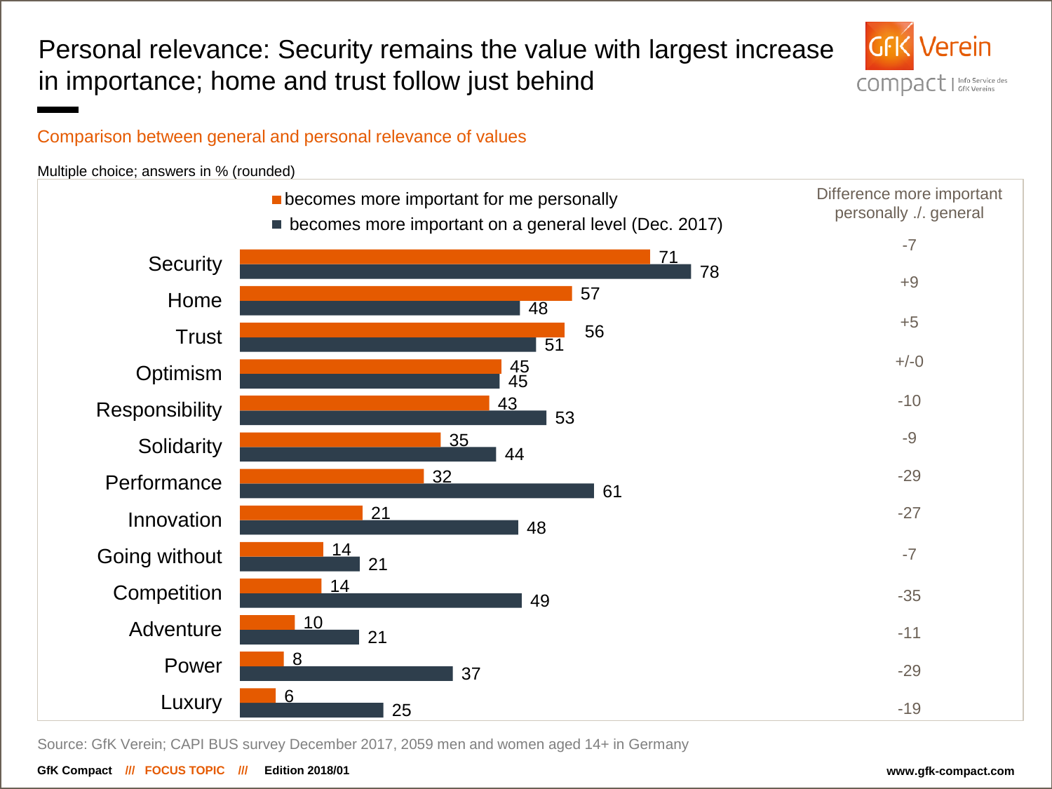# Personal relevance: Security remains the value with largest increase in importance; home and trust follow just behind

## Comparison between general and personal relevance of values

Multiple choice; answers in % (rounded)

| Value | becomes more important for me personally | becomes more important on a general level (Dec. 2017) | Difference more important personally ./. general |
|---|---|---|---|
| Security | 71 | 78 | -7 |
| Home | 57 | 48 | +9 |
| Trust | 56 | 51 | +5 |
| Optimism | 45 | 45 | +/-0 |
| Responsibility | 43 | 53 | -10 |
| Solidarity | 35 | 44 | -9 |
| Performance | 32 | 61 | -29 |
| Innovation | 21 | 48 | -27 |
| Going without | 14 | 21 | -7 |
| Competition | 14 | 49 | -35 |
| Adventure | 10 | 21 | -11 |
| Power | 8 | 37 | -29 |
| Luxury | 6 | 25 | -19 |

Source: GfK Verein; CAPI BUS survey December 2017, 2059 men and women aged 14+ in Germany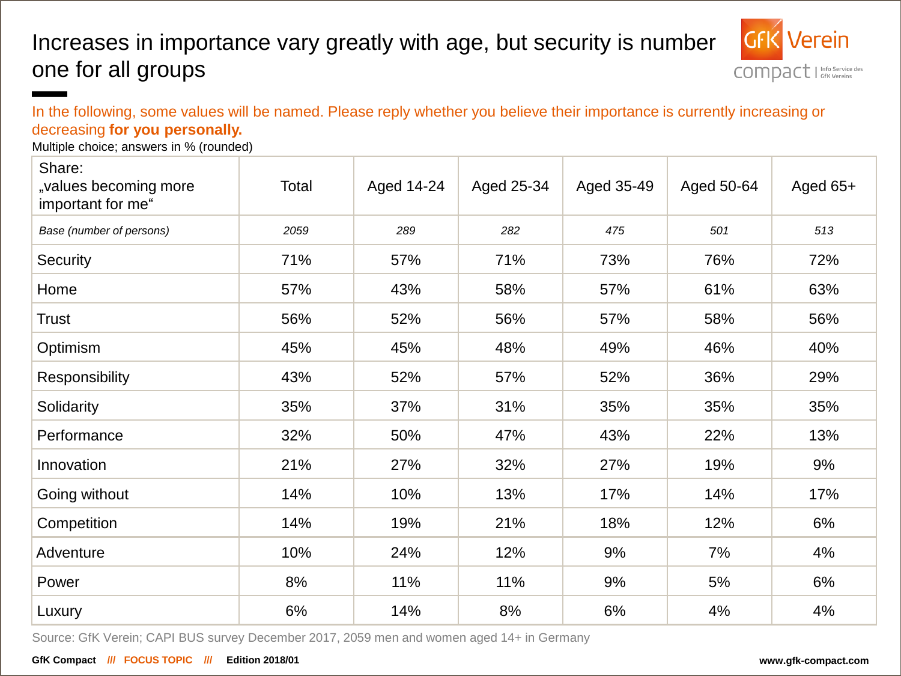# Increases in importance vary greatly with age, but security is number one for all groups

In the following, some values will be named. Please reply whether you believe their importance is currently increasing or decreasing **for you personally.**

Multiple choice; answers in % (rounded)

| Share: „values becoming more important for me“ | Total | Aged 14-24 | Aged 25-34 | Aged 35-49 | Aged 50-64 | Aged 65+ |
|---|---|---|---|---|---|---|
| *Base (number of persons)* | *2059* | *289* | *282* | *475* | *501* | *513* |
| Security | 71% | 57% | 71% | 73% | 76% | 72% |
| Home | 57% | 43% | 58% | 57% | 61% | 63% |
| Trust | 56% | 52% | 56% | 57% | 58% | 56% |
| Optimism | 45% | 45% | 48% | 49% | 46% | 40% |
| Responsibility | 43% | 52% | 57% | 52% | 36% | 29% |
| Solidarity | 35% | 37% | 31% | 35% | 35% | 35% |
| Performance | 32% | 50% | 47% | 43% | 22% | 13% |
| Innovation | 21% | 27% | 32% | 27% | 19% | 9% |
| Going without | 14% | 10% | 13% | 17% | 14% | 17% |
| Competition | 14% | 19% | 21% | 18% | 12% | 6% |
| Adventure | 10% | 24% | 12% | 9% | 7% | 4% |
| Power | 8% | 11% | 11% | 9% | 5% | 6% |
| Luxury | 6% | 14% | 8% | 6% | 4% | 4% |

Source: GfK Verein; CAPI BUS survey December 2017, 2059 men and women aged 14+ in Germany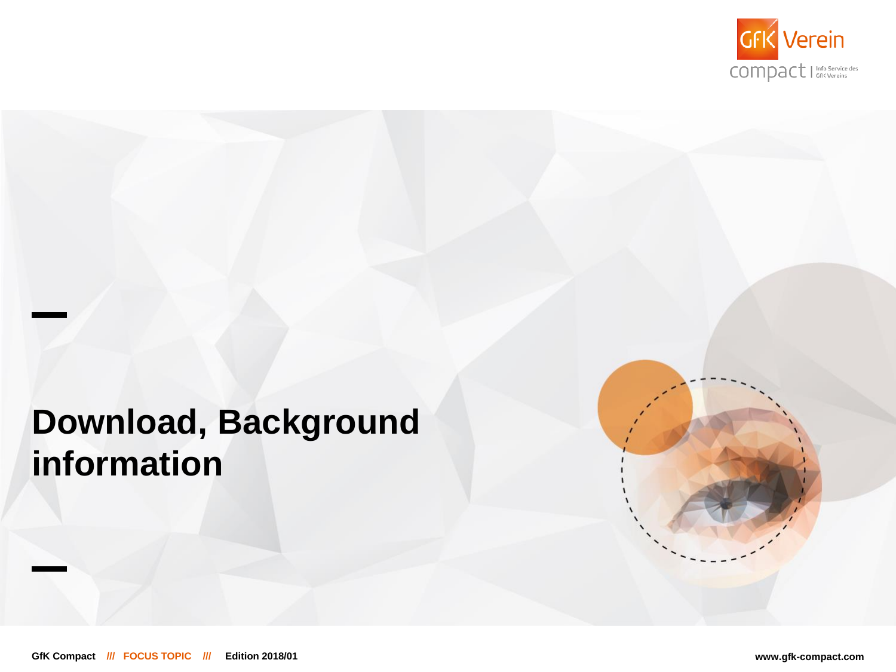# Download, Background information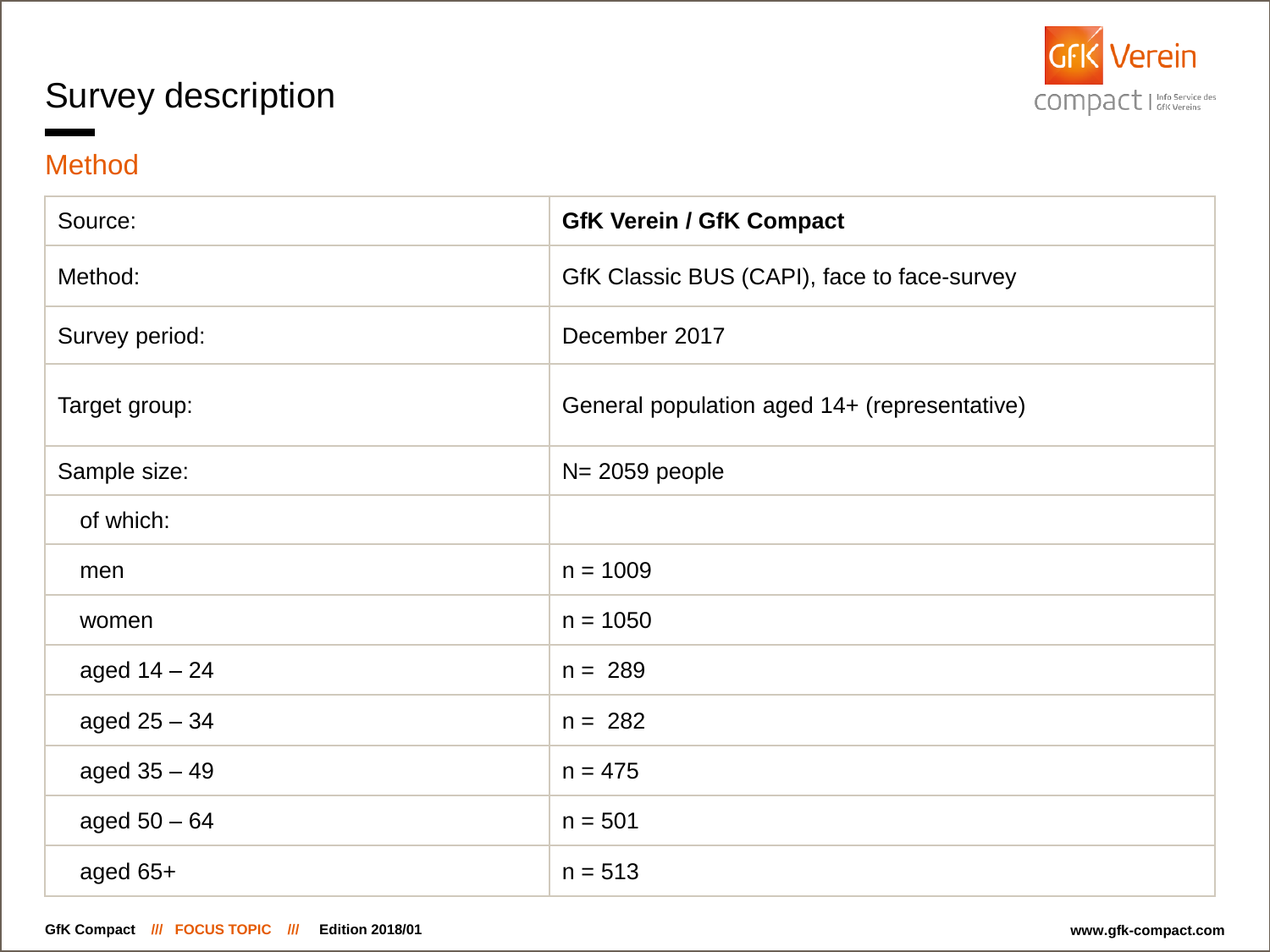# Survey description

## Method

| Source: | **GfK Verein / GfK Compact** |
|---|---|
| Method: | GfK Classic BUS (CAPI), face to face-survey |
| Survey period: | December 2017 |
| Target group: | General population aged 14+ (representative) |
| Sample size: | N= 2059 people |
| of which: | |
| men | n = 1009 |
| women | n = 1050 |
| aged 14 – 24 | n = 289 |
| aged 25 – 34 | n = 282 |
| aged 35 – 49 | n = 475 |
| aged 50 – 64 | n = 501 |
| aged 65+ | n = 513 |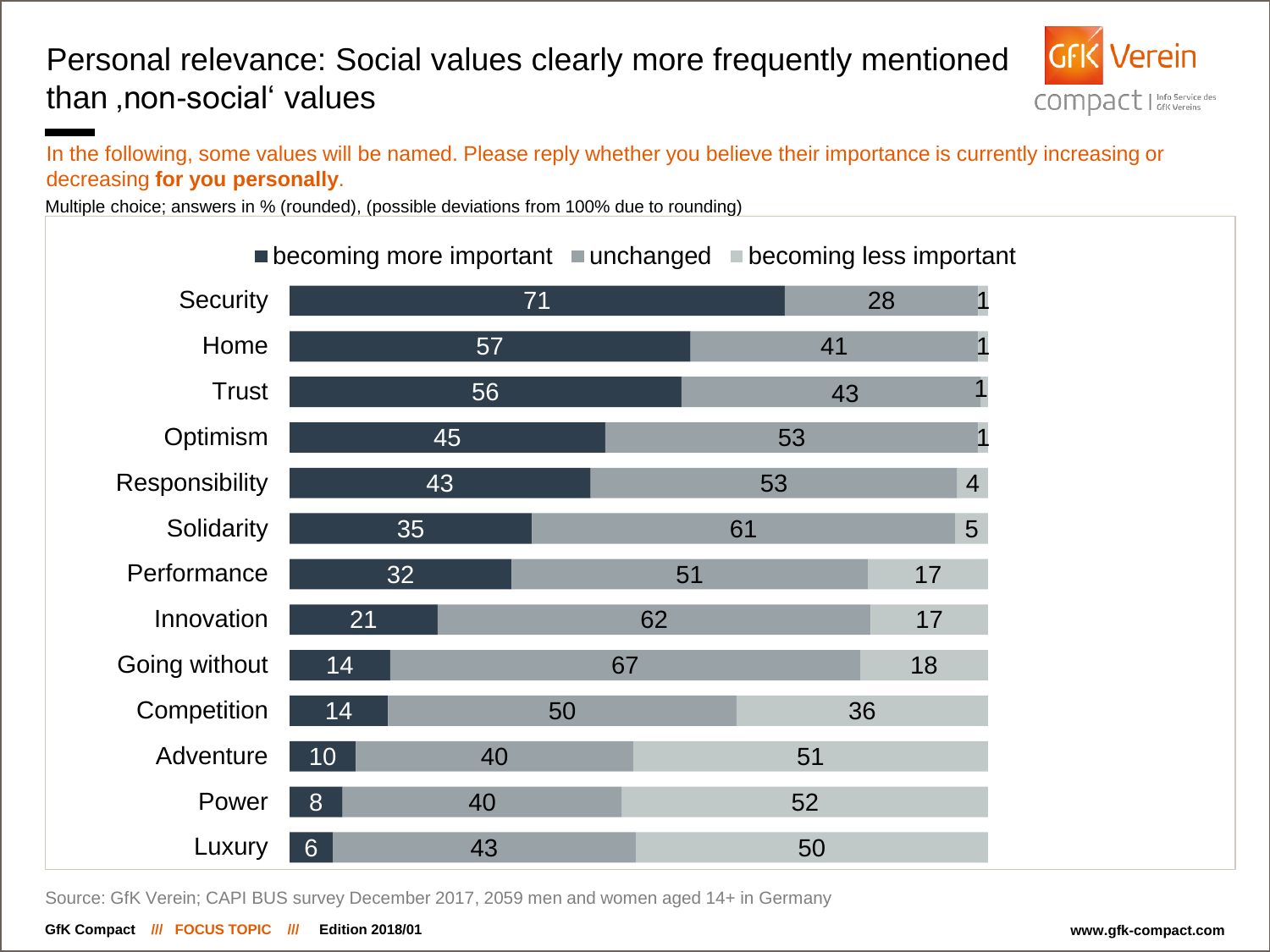# Personal relevance: Social values clearly more frequently mentioned than ‚non-social' values

In the following, some values will be named. Please reply whether you believe their importance is currently increasing or decreasing **for you personally**.

Multiple choice; answers in % (rounded), (possible deviations from 100% due to rounding)

| | becoming more important | unchanged | becoming less important |
|---|---|---|---|
| Security | 71 | 28 | 1 |
| Home | 57 | 41 | 1 |
| Trust | 56 | 43 | 1 |
| Optimism | 45 | 53 | 1 |
| Responsibility | 43 | 53 | 4 |
| Solidarity | 35 | 61 | 5 |
| Performance | 32 | 51 | 17 |
| Innovation | 21 | 62 | 17 |
| Going without | 14 | 67 | 18 |
| Competition | 14 | 50 | 36 |
| Adventure | 10 | 40 | 51 |
| Power | 8 | 40 | 52 |
| Luxury | 6 | 43 | 50 |

Source: GfK Verein; CAPI BUS survey December 2017, 2059 men and women aged 14+ in Germany

GfK Compact /// FOCUS TOPIC /// Edition 2018/01 www.gfk-compact.com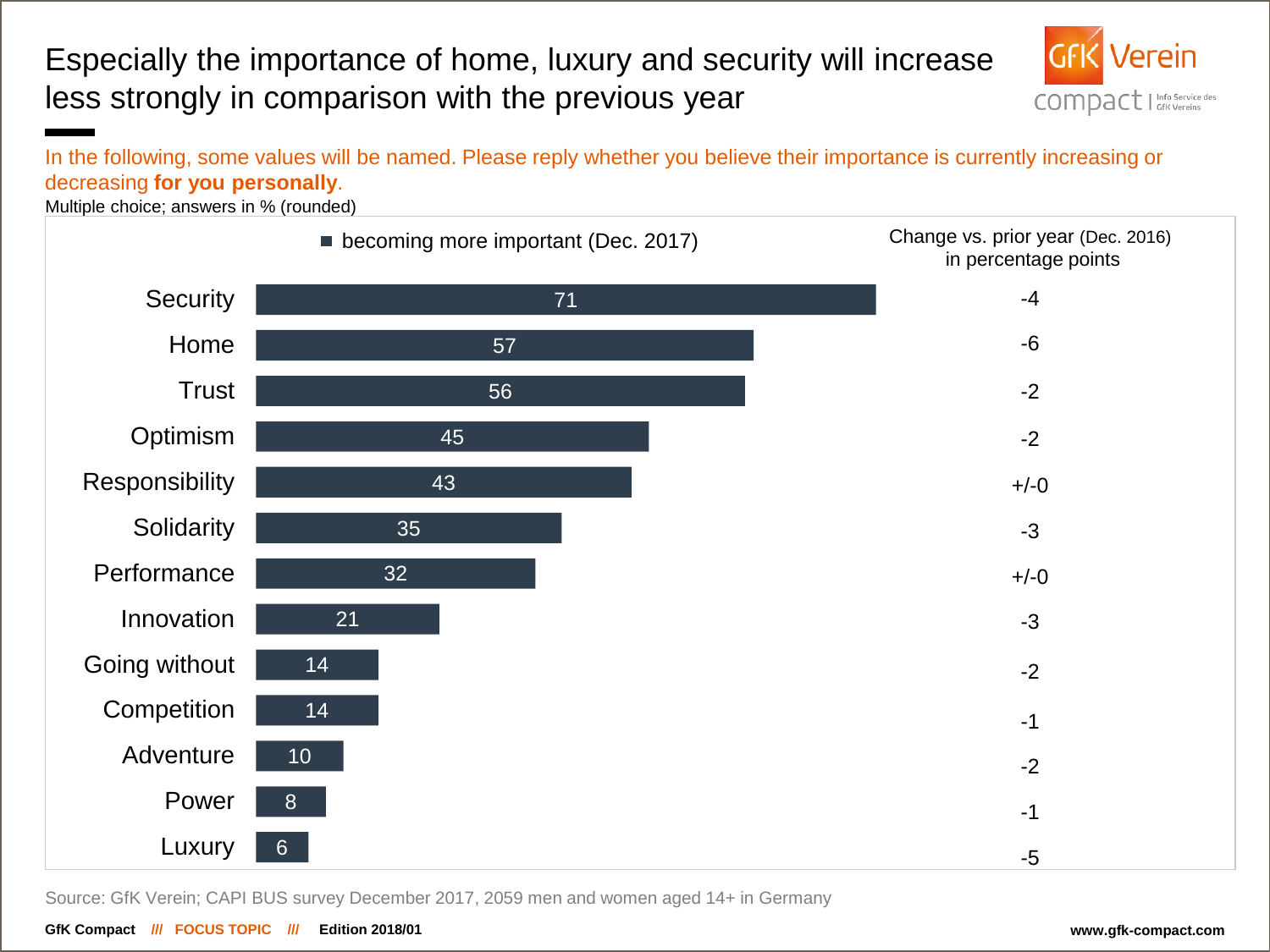# Especially the importance of home, luxury and security will increase less strongly in comparison with the previous year

In the following, some values will be named. Please reply whether you believe their importance is currently increasing or decreasing **for you personally**.

Multiple choice; answers in % (rounded)

| Value | becoming more important (Dec. 2017) | Change vs. prior year (Dec. 2016) in percentage points |
|---|---|---|
| Security | 71 | -4 |
| Home | 57 | -6 |
| Trust | 56 | -2 |
| Optimism | 45 | -2 |
| Responsibility | 43 | +/-0 |
| Solidarity | 35 | -3 |
| Performance | 32 | +/-0 |
| Innovation | 21 | -3 |
| Going without | 14 | -2 |
| Competition | 14 | -1 |
| Adventure | 10 | -2 |
| Power | 8 | -1 |
| Luxury | 6 | -5 |

Source: GfK Verein; CAPI BUS survey December 2017, 2059 men and women aged 14+ in Germany

GfK Compact /// FOCUS TOPIC /// Edition 2018/01 www.gfk-compact.com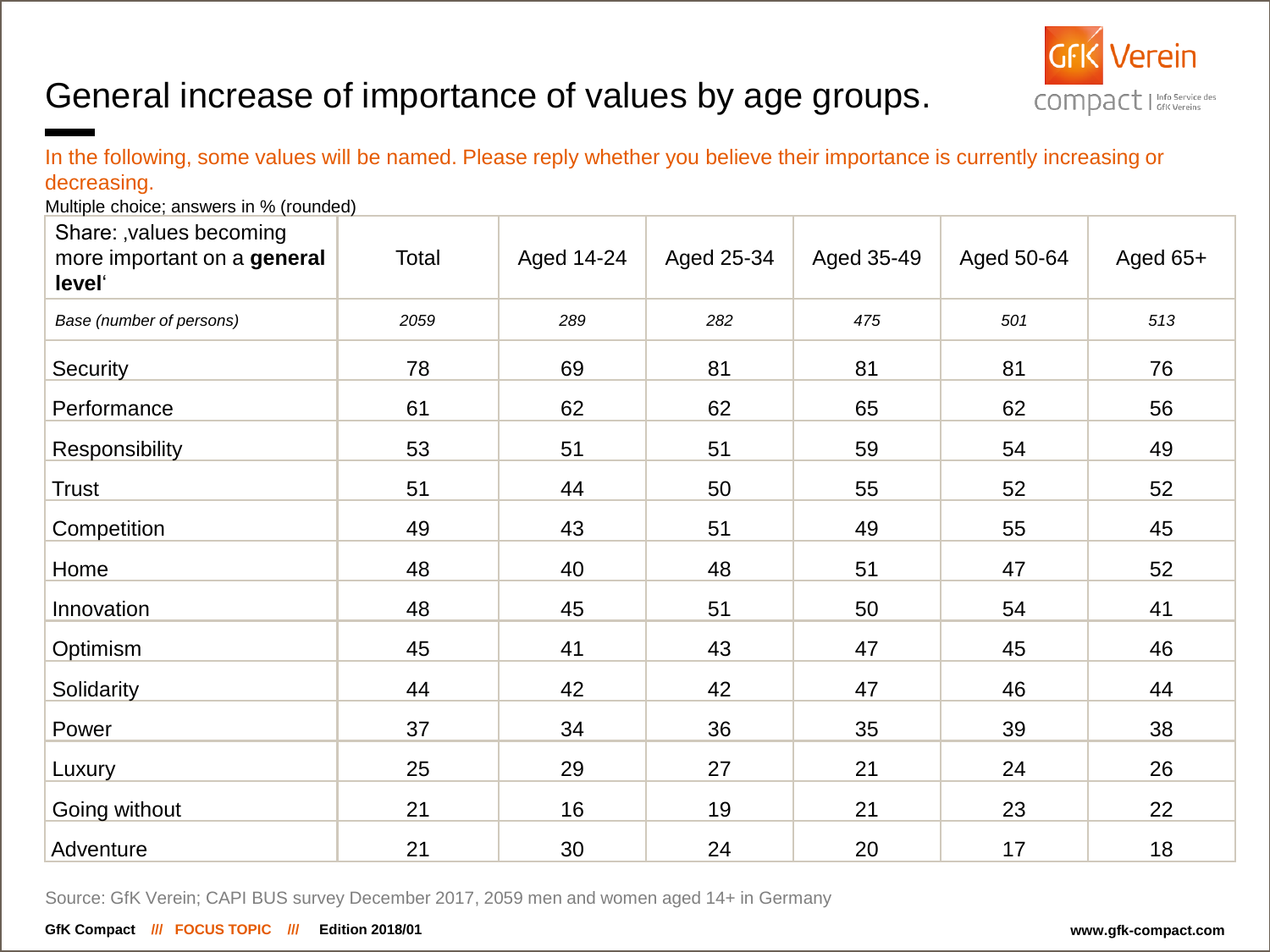# General increase of importance of values by age groups.

In the following, some values will be named. Please reply whether you believe their importance is currently increasing or decreasing.

Multiple choice; answers in % (rounded)

| Share: ‚values becoming more important on a **general level**‘ | Total | Aged 14-24 | Aged 25-34 | Aged 35-49 | Aged 50-64 | Aged 65+ |
|---|---|---|---|---|---|---|
| *Base (number of persons)* | *2059* | *289* | *282* | *475* | *501* | *513* |
| Security | 78 | 69 | 81 | 81 | 81 | 76 |
| Performance | 61 | 62 | 62 | 65 | 62 | 56 |
| Responsibility | 53 | 51 | 51 | 59 | 54 | 49 |
| Trust | 51 | 44 | 50 | 55 | 52 | 52 |
| Competition | 49 | 43 | 51 | 49 | 55 | 45 |
| Home | 48 | 40 | 48 | 51 | 47 | 52 |
| Innovation | 48 | 45 | 51 | 50 | 54 | 41 |
| Optimism | 45 | 41 | 43 | 47 | 45 | 46 |
| Solidarity | 44 | 42 | 42 | 47 | 46 | 44 |
| Power | 37 | 34 | 36 | 35 | 39 | 38 |
| Luxury | 25 | 29 | 27 | 21 | 24 | 26 |
| Going without | 21 | 16 | 19 | 21 | 23 | 22 |
| Adventure | 21 | 30 | 24 | 20 | 17 | 18 |

Source: GfK Verein; CAPI BUS survey December 2017, 2059 men and women aged 14+ in Germany